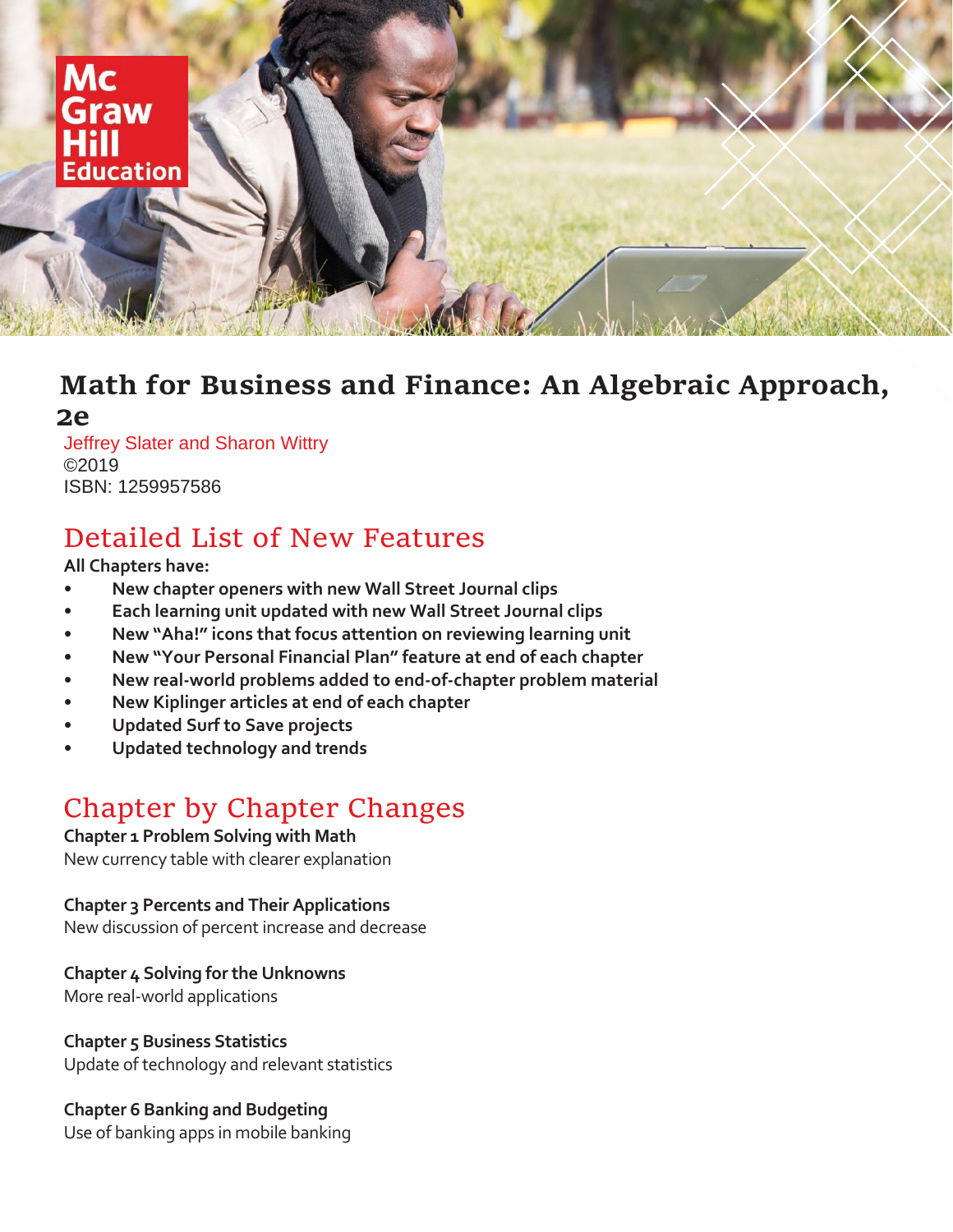Mc Graw Hill Education

# Math for Business and Finance: An Algebraic Approach, 2e

Jeffrey Slater and Sharon Wittry
©2019
ISBN: 1259957586

## Detailed List of New Features

**All Chapters have:**

- **New chapter openers with new Wall Street Journal clips**
- **Each learning unit updated with new Wall Street Journal clips**
- **New "Aha!" icons that focus attention on reviewing learning unit**
- **New "Your Personal Financial Plan" feature at end of each chapter**
- **New real-world problems added to end-of-chapter problem material**
- **New Kiplinger articles at end of each chapter**
- **Updated Surf to Save projects**
- **Updated technology and trends**

## Chapter by Chapter Changes

**Chapter 1 Problem Solving with Math**
New currency table with clearer explanation

**Chapter 3 Percents and Their Applications**
New discussion of percent increase and decrease

**Chapter 4 Solving for the Unknowns**
More real-world applications

**Chapter 5 Business Statistics**
Update of technology and relevant statistics

**Chapter 6 Banking and Budgeting**
Use of banking apps in mobile banking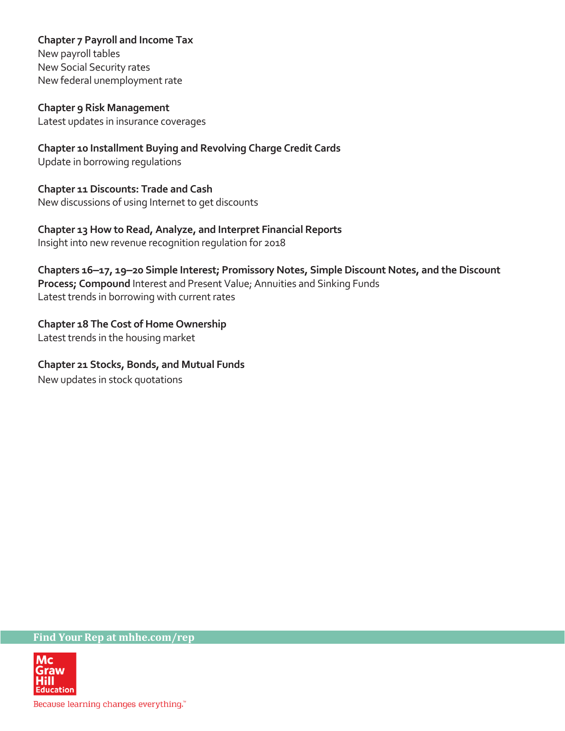**Chapter 7 Payroll and Income Tax**
New payroll tables
New Social Security rates
New federal unemployment rate

**Chapter 9 Risk Management**
Latest updates in insurance coverages

**Chapter 10 Installment Buying and Revolving Charge Credit Cards**
Update in borrowing regulations

**Chapter 11 Discounts: Trade and Cash**
New discussions of using Internet to get discounts

**Chapter 13 How to Read, Analyze, and Interpret Financial Reports**
Insight into new revenue recognition regulation for 2018

**Chapters 16–17, 19–20 Simple Interest; Promissory Notes, Simple Discount Notes, and the Discount Process; Compound** Interest and Present Value; Annuities and Sinking Funds
Latest trends in borrowing with current rates

**Chapter 18 The Cost of Home Ownership**
Latest trends in the housing market

**Chapter 21 Stocks, Bonds, and Mutual Funds**
New updates in stock quotations

**Find Your Rep at mhhe.com/rep**

Mc Graw Hill Education

Because learning changes everything.™